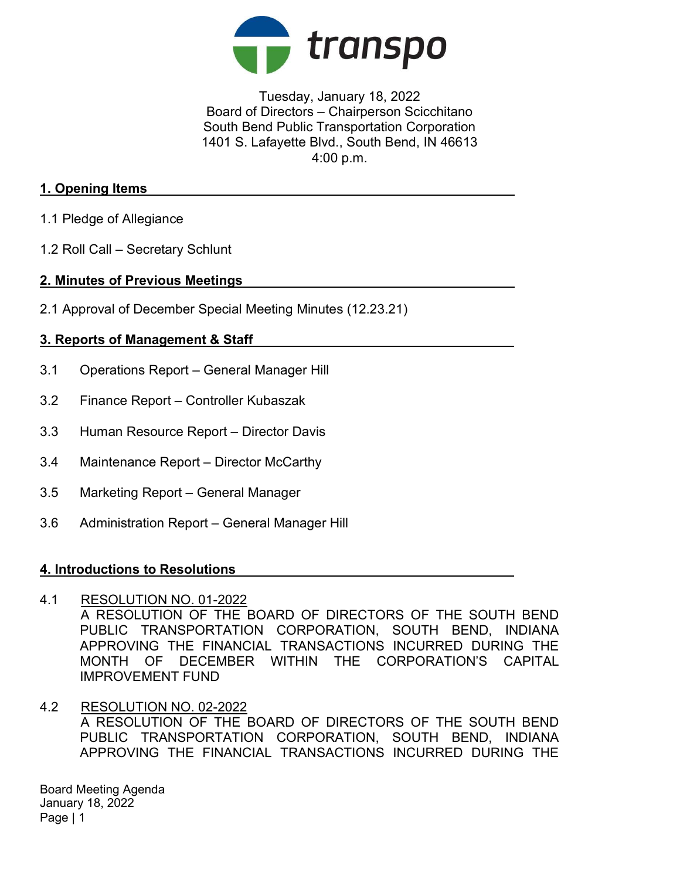transpo

Tuesday, January 18, 2022
Board of Directors – Chairperson Scicchitano
South Bend Public Transportation Corporation
1401 S. Lafayette Blvd., South Bend, IN 46613
4:00 p.m.

## 1. Opening Items

1.1 Pledge of Allegiance

1.2 Roll Call – Secretary Schlunt

## 2. Minutes of Previous Meetings

2.1 Approval of December Special Meeting Minutes (12.23.21)

## 3. Reports of Management & Staff

3.1 Operations Report – General Manager Hill

3.2 Finance Report – Controller Kubaszak

3.3 Human Resource Report – Director Davis

3.4 Maintenance Report – Director McCarthy

3.5 Marketing Report – General Manager

3.6 Administration Report – General Manager Hill

## 4. Introductions to Resolutions

4.1 RESOLUTION NO. 01-2022
A RESOLUTION OF THE BOARD OF DIRECTORS OF THE SOUTH BEND PUBLIC TRANSPORTATION CORPORATION, SOUTH BEND, INDIANA APPROVING THE FINANCIAL TRANSACTIONS INCURRED DURING THE MONTH OF DECEMBER WITHIN THE CORPORATION'S CAPITAL IMPROVEMENT FUND

4.2 RESOLUTION NO. 02-2022
A RESOLUTION OF THE BOARD OF DIRECTORS OF THE SOUTH BEND PUBLIC TRANSPORTATION CORPORATION, SOUTH BEND, INDIANA APPROVING THE FINANCIAL TRANSACTIONS INCURRED DURING THE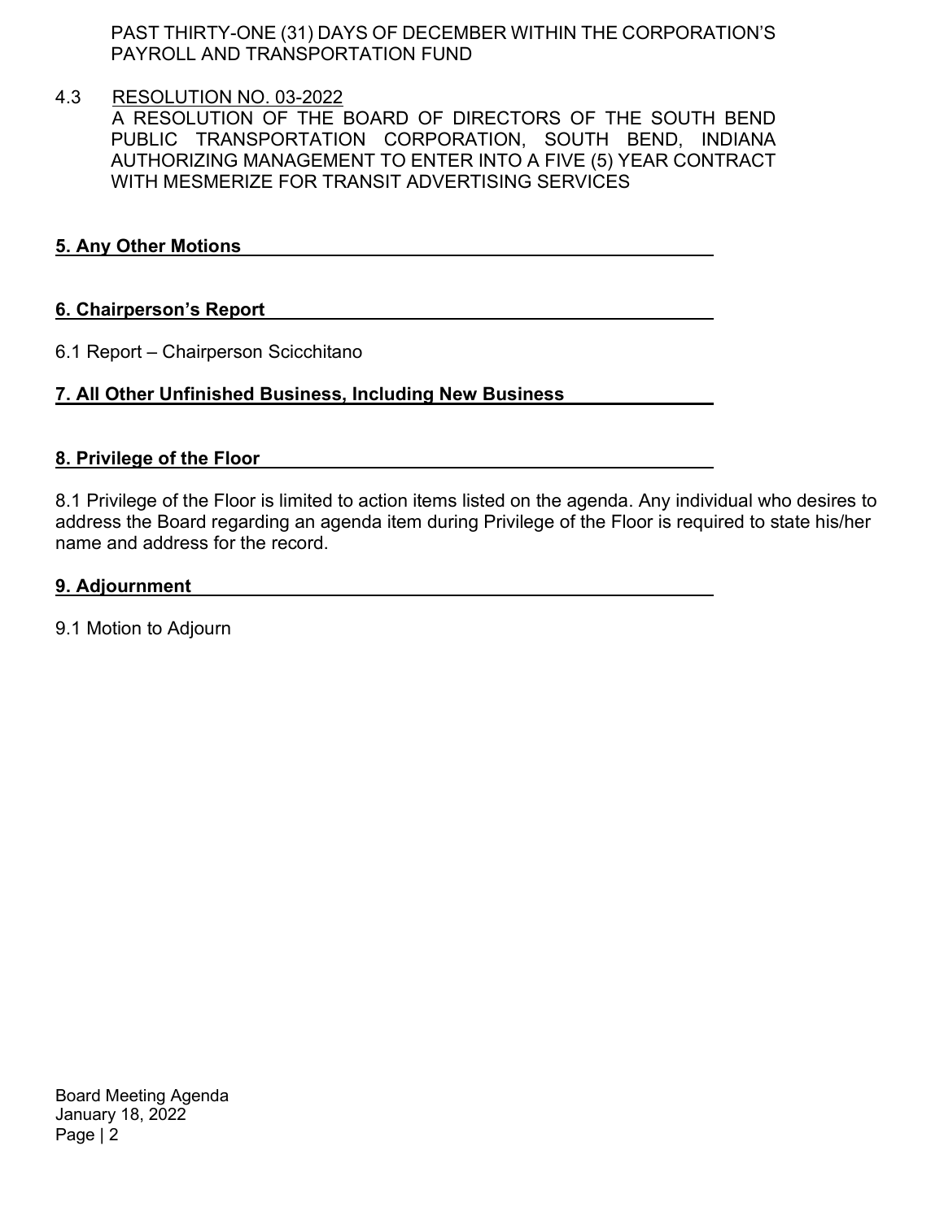PAST THIRTY-ONE (31) DAYS OF DECEMBER WITHIN THE CORPORATION'S PAYROLL AND TRANSPORTATION FUND

4.3 RESOLUTION NO. 03-2022
A RESOLUTION OF THE BOARD OF DIRECTORS OF THE SOUTH BEND PUBLIC TRANSPORTATION CORPORATION, SOUTH BEND, INDIANA AUTHORIZING MANAGEMENT TO ENTER INTO A FIVE (5) YEAR CONTRACT WITH MESMERIZE FOR TRANSIT ADVERTISING SERVICES

**5. Any Other Motions**

**6. Chairperson's Report**

6.1 Report – Chairperson Scicchitano

**7. All Other Unfinished Business, Including New Business**

**8. Privilege of the Floor**

8.1 Privilege of the Floor is limited to action items listed on the agenda. Any individual who desires to address the Board regarding an agenda item during Privilege of the Floor is required to state his/her name and address for the record.

**9. Adjournment**

9.1 Motion to Adjourn

Board Meeting Agenda
January 18, 2022